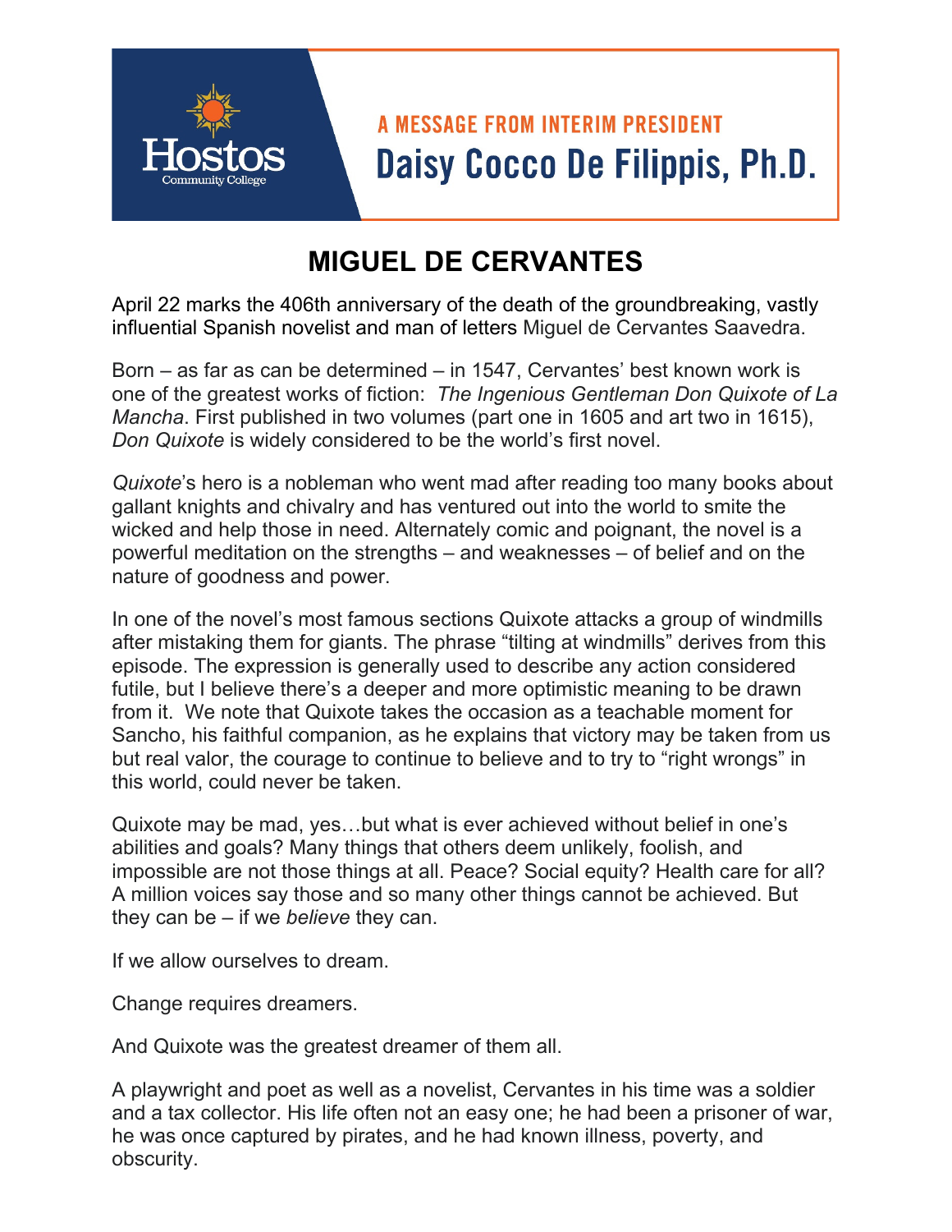Hostos Community College

A MESSAGE FROM INTERIM PRESIDENT
**Daisy Cocco De Filippis, Ph.D.**

# MIGUEL DE CERVANTES

April 22 marks the 406th anniversary of the death of the groundbreaking, vastly influential Spanish novelist and man of letters Miguel de Cervantes Saavedra.

Born – as far as can be determined – in 1547, Cervantes' best known work is one of the greatest works of fiction: *The Ingenious Gentleman Don Quixote of La Mancha*. First published in two volumes (part one in 1605 and art two in 1615), *Don Quixote* is widely considered to be the world's first novel.

*Quixote*'s hero is a nobleman who went mad after reading too many books about gallant knights and chivalry and has ventured out into the world to smite the wicked and help those in need. Alternately comic and poignant, the novel is a powerful meditation on the strengths – and weaknesses – of belief and on the nature of goodness and power.

In one of the novel's most famous sections Quixote attacks a group of windmills after mistaking them for giants. The phrase "tilting at windmills" derives from this episode. The expression is generally used to describe any action considered futile, but I believe there's a deeper and more optimistic meaning to be drawn from it. We note that Quixote takes the occasion as a teachable moment for Sancho, his faithful companion, as he explains that victory may be taken from us but real valor, the courage to continue to believe and to try to "right wrongs" in this world, could never be taken.

Quixote may be mad, yes…but what is ever achieved without belief in one's abilities and goals? Many things that others deem unlikely, foolish, and impossible are not those things at all. Peace? Social equity? Health care for all? A million voices say those and so many other things cannot be achieved. But they can be – if we *believe* they can.

If we allow ourselves to dream.

Change requires dreamers.

And Quixote was the greatest dreamer of them all.

A playwright and poet as well as a novelist, Cervantes in his time was a soldier and a tax collector. His life often not an easy one; he had been a prisoner of war, he was once captured by pirates, and he had known illness, poverty, and obscurity.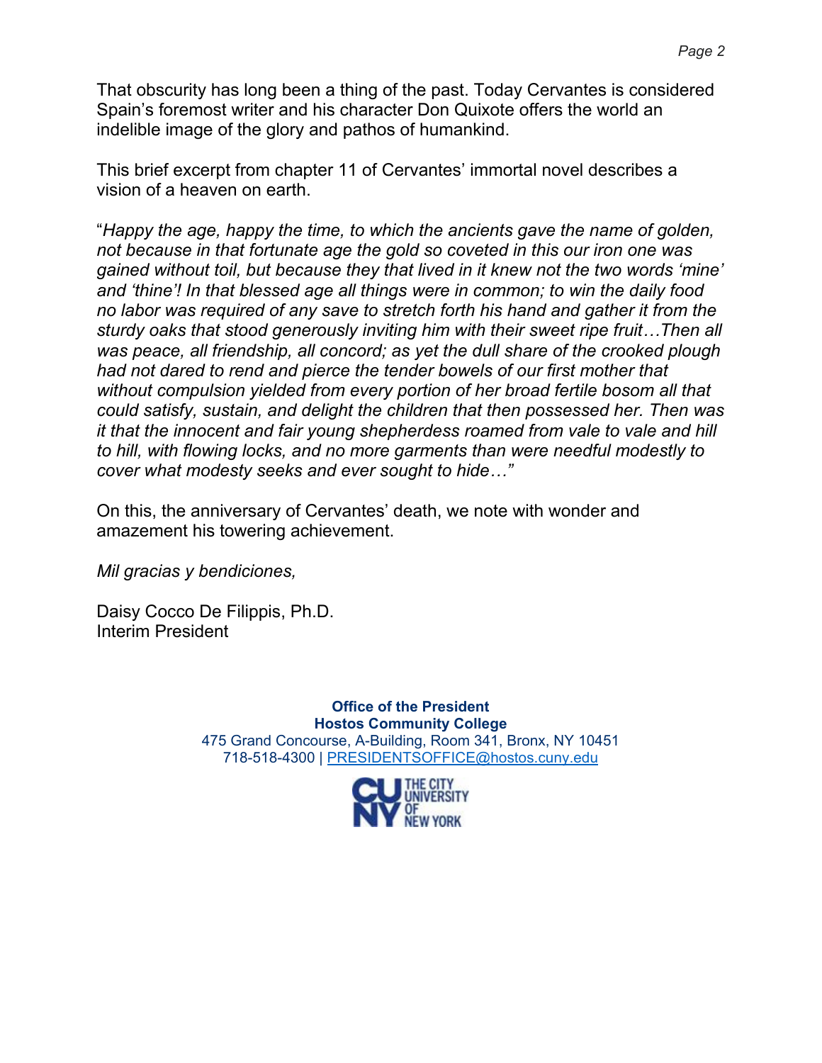That obscurity has long been a thing of the past. Today Cervantes is considered Spain's foremost writer and his character Don Quixote offers the world an indelible image of the glory and pathos of humankind.

This brief excerpt from chapter 11 of Cervantes' immortal novel describes a vision of a heaven on earth.

"*Happy the age, happy the time, to which the ancients gave the name of golden, not because in that fortunate age the gold so coveted in this our iron one was gained without toil, but because they that lived in it knew not the two words 'mine' and 'thine'! In that blessed age all things were in common; to win the daily food no labor was required of any save to stretch forth his hand and gather it from the sturdy oaks that stood generously inviting him with their sweet ripe fruit…Then all was peace, all friendship, all concord; as yet the dull share of the crooked plough had not dared to rend and pierce the tender bowels of our first mother that without compulsion yielded from every portion of her broad fertile bosom all that could satisfy, sustain, and delight the children that then possessed her. Then was it that the innocent and fair young shepherdess roamed from vale to vale and hill to hill, with flowing locks, and no more garments than were needful modestly to cover what modesty seeks and ever sought to hide…"*

On this, the anniversary of Cervantes' death, we note with wonder and amazement his towering achievement.

*Mil gracias y bendiciones,*

Daisy Cocco De Filippis, Ph.D.
Interim President

**Office of the President**
**Hostos Community College**
475 Grand Concourse, A-Building, Room 341, Bronx, NY 10451
718-518-4300 | PRESIDENTSOFFICE@hostos.cuny.edu

CUNY THE CITY UNIVERSITY OF NEW YORK